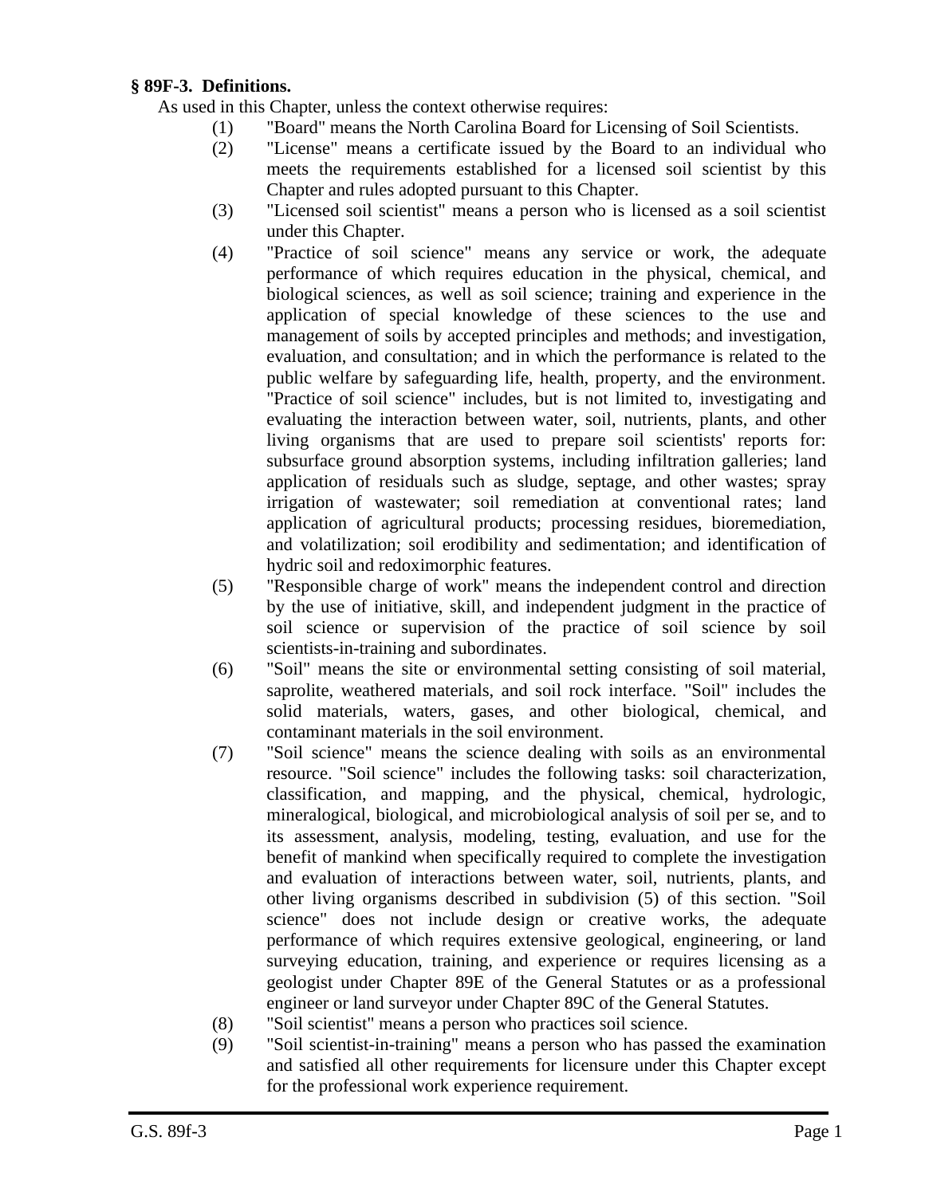**§ 89F-3. Definitions.**

As used in this Chapter, unless the context otherwise requires:

(1) "Board" means the North Carolina Board for Licensing of Soil Scientists.

(2) "License" means a certificate issued by the Board to an individual who meets the requirements established for a licensed soil scientist by this Chapter and rules adopted pursuant to this Chapter.

(3) "Licensed soil scientist" means a person who is licensed as a soil scientist under this Chapter.

(4) "Practice of soil science" means any service or work, the adequate performance of which requires education in the physical, chemical, and biological sciences, as well as soil science; training and experience in the application of special knowledge of these sciences to the use and management of soils by accepted principles and methods; and investigation, evaluation, and consultation; and in which the performance is related to the public welfare by safeguarding life, health, property, and the environment. "Practice of soil science" includes, but is not limited to, investigating and evaluating the interaction between water, soil, nutrients, plants, and other living organisms that are used to prepare soil scientists' reports for: subsurface ground absorption systems, including infiltration galleries; land application of residuals such as sludge, septage, and other wastes; spray irrigation of wastewater; soil remediation at conventional rates; land application of agricultural products; processing residues, bioremediation, and volatilization; soil erodibility and sedimentation; and identification of hydric soil and redoximorphic features.

(5) "Responsible charge of work" means the independent control and direction by the use of initiative, skill, and independent judgment in the practice of soil science or supervision of the practice of soil science by soil scientists-in-training and subordinates.

(6) "Soil" means the site or environmental setting consisting of soil material, saprolite, weathered materials, and soil rock interface. "Soil" includes the solid materials, waters, gases, and other biological, chemical, and contaminant materials in the soil environment.

(7) "Soil science" means the science dealing with soils as an environmental resource. "Soil science" includes the following tasks: soil characterization, classification, and mapping, and the physical, chemical, hydrologic, mineralogical, biological, and microbiological analysis of soil per se, and to its assessment, analysis, modeling, testing, evaluation, and use for the benefit of mankind when specifically required to complete the investigation and evaluation of interactions between water, soil, nutrients, plants, and other living organisms described in subdivision (5) of this section. "Soil science" does not include design or creative works, the adequate performance of which requires extensive geological, engineering, or land surveying education, training, and experience or requires licensing as a geologist under Chapter 89E of the General Statutes or as a professional engineer or land surveyor under Chapter 89C of the General Statutes.

(8) "Soil scientist" means a person who practices soil science.

(9) "Soil scientist-in-training" means a person who has passed the examination and satisfied all other requirements for licensure under this Chapter except for the professional work experience requirement.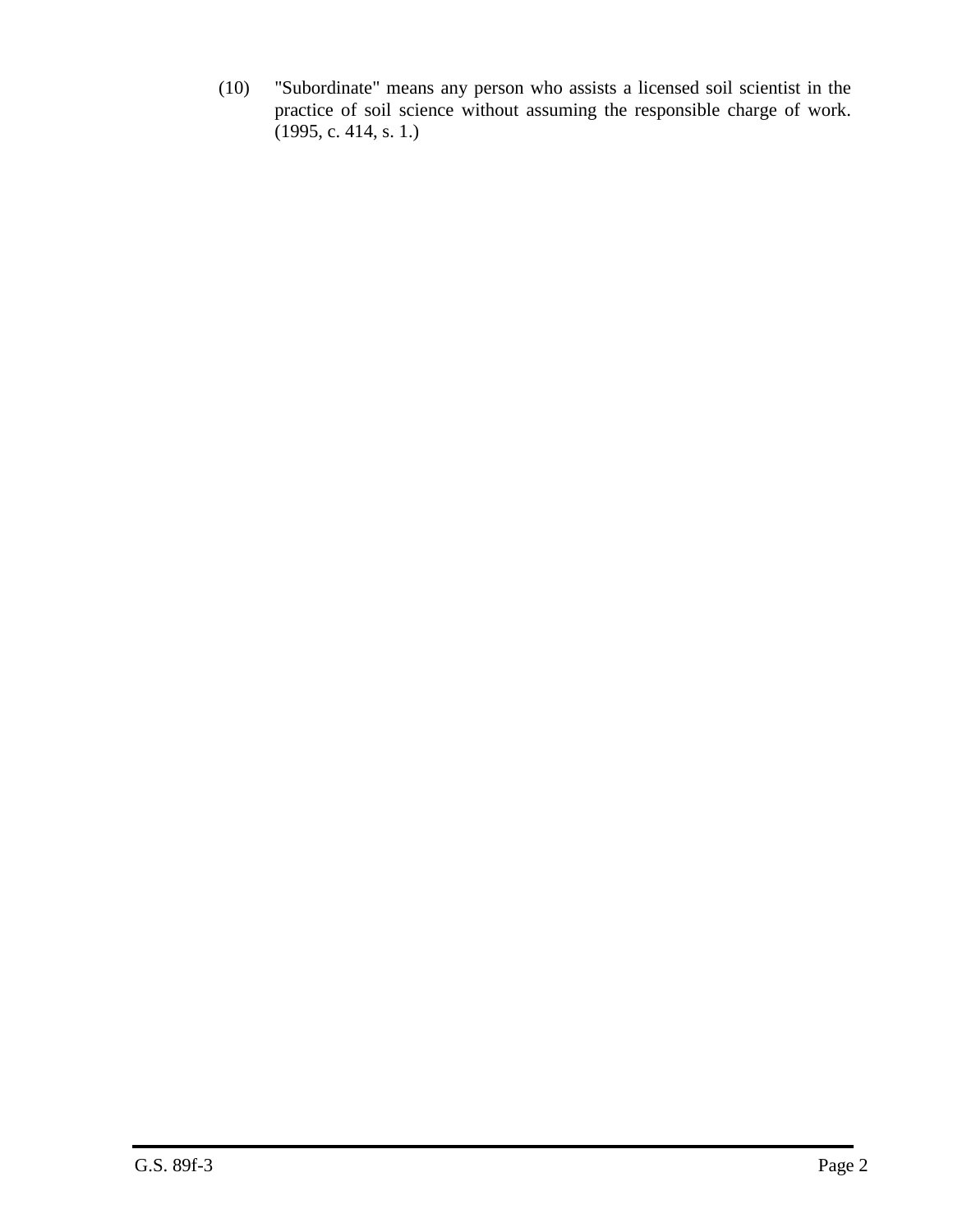(10) "Subordinate" means any person who assists a licensed soil scientist in the practice of soil science without assuming the responsible charge of work. (1995, c. 414, s. 1.)